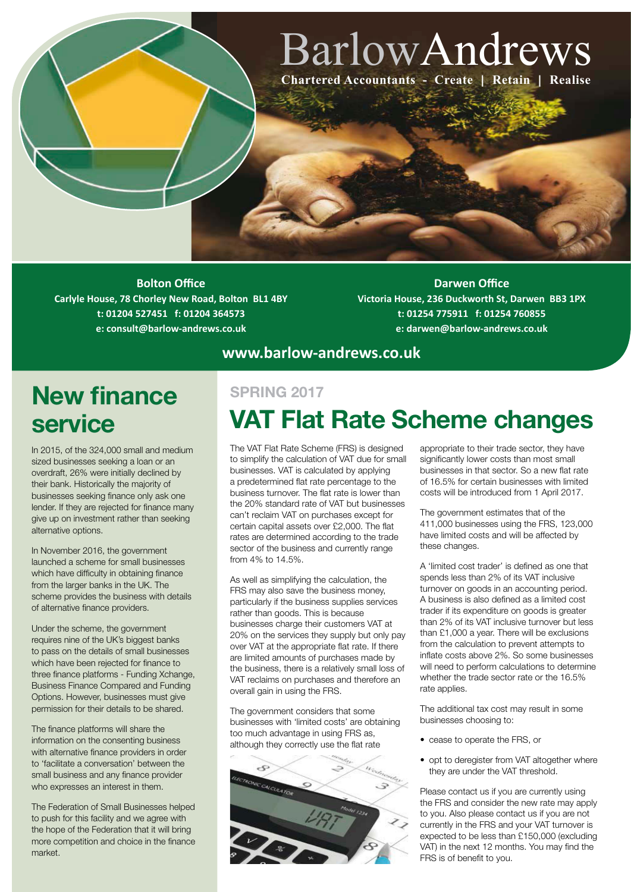# BarlowAndrews

**Chartered Accountants - Create | Retain | Realise**

**Bolton Office**
**Carlyle House, 78 Chorley New Road, Bolton BL1 4BY**
**t: 01204 527451 f: 01204 364573**
**e: consult@barlow-andrews.co.uk**

**Darwen Office**
**Victoria House, 236 Duckworth St, Darwen BB3 1PX**
**t: 01254 775911 f: 01254 760855**
**e: darwen@barlow-andrews.co.uk**

**www.barlow-andrews.co.uk**

## New finance service

In 2015, of the 324,000 small and medium sized businesses seeking a loan or an overdraft, 26% were initially declined by their bank. Historically the majority of businesses seeking finance only ask one lender. If they are rejected for finance many give up on investment rather than seeking alternative options.

In November 2016, the government launched a scheme for small businesses which have difficulty in obtaining finance from the larger banks in the UK. The scheme provides the business with details of alternative finance providers.

Under the scheme, the government requires nine of the UK's biggest banks to pass on the details of small businesses which have been rejected for finance to three finance platforms - Funding Xchange, Business Finance Compared and Funding Options. However, businesses must give permission for their details to be shared.

The finance platforms will share the information on the consenting business with alternative finance providers in order to 'facilitate a conversation' between the small business and any finance provider who expresses an interest in them.

The Federation of Small Businesses helped to push for this facility and we agree with the hope of the Federation that it will bring more competition and choice in the finance market.

**SPRING 2017**

## VAT Flat Rate Scheme changes

The VAT Flat Rate Scheme (FRS) is designed to simplify the calculation of VAT due for small businesses. VAT is calculated by applying a predetermined flat rate percentage to the business turnover. The flat rate is lower than the 20% standard rate of VAT but businesses can't reclaim VAT on purchases except for certain capital assets over £2,000. The flat rates are determined according to the trade sector of the business and currently range from 4% to 14.5%.

As well as simplifying the calculation, the FRS may also save the business money, particularly if the business supplies services rather than goods. This is because businesses charge their customers VAT at 20% on the services they supply but only pay over VAT at the appropriate flat rate. If there are limited amounts of purchases made by the business, there is a relatively small loss of VAT reclaims on purchases and therefore an overall gain in using the FRS.

The government considers that some businesses with 'limited costs' are obtaining too much advantage in using FRS as, although they correctly use the flat rate appropriate to their trade sector, they have significantly lower costs than most small businesses in that sector. So a new flat rate of 16.5% for certain businesses with limited costs will be introduced from 1 April 2017.

The government estimates that of the 411,000 businesses using the FRS, 123,000 have limited costs and will be affected by these changes.

A 'limited cost trader' is defined as one that spends less than 2% of its VAT inclusive turnover on goods in an accounting period. A business is also defined as a limited cost trader if its expenditure on goods is greater than 2% of its VAT inclusive turnover but less than £1,000 a year. There will be exclusions from the calculation to prevent attempts to inflate costs above 2%. So some businesses will need to perform calculations to determine whether the trade sector rate or the 16.5% rate applies.

The additional tax cost may result in some businesses choosing to:

- cease to operate the FRS, or
- opt to deregister from VAT altogether where they are under the VAT threshold.

Please contact us if you are currently using the FRS and consider the new rate may apply to you. Also please contact us if you are not currently in the FRS and your VAT turnover is expected to be less than £150,000 (excluding VAT) in the next 12 months. You may find the FRS is of benefit to you.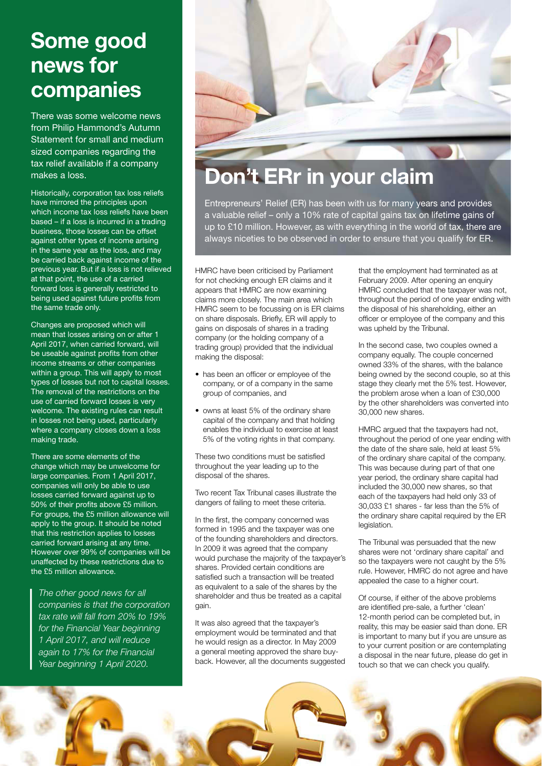# Some good news for companies

There was some welcome news from Philip Hammond's Autumn Statement for small and medium sized companies regarding the tax relief available if a company makes a loss.

Historically, corporation tax loss reliefs have mirrored the principles upon which income tax loss reliefs have been based – if a loss is incurred in a trading business, those losses can be offset against other types of income arising in the same year as the loss, and may be carried back against income of the previous year. But if a loss is not relieved at that point, the use of a carried forward loss is generally restricted to being used against future profits from the same trade only.

Changes are proposed which will mean that losses arising on or after 1 April 2017, when carried forward, will be useable against profits from other income streams or other companies within a group. This will apply to most types of losses but not to capital losses. The removal of the restrictions on the use of carried forward losses is very welcome. The existing rules can result in losses not being used, particularly where a company closes down a loss making trade.

There are some elements of the change which may be unwelcome for large companies. From 1 April 2017, companies will only be able to use losses carried forward against up to 50% of their profits above £5 million. For groups, the £5 million allowance will apply to the group. It should be noted that this restriction applies to losses carried forward arising at any time. However over 99% of companies will be unaffected by these restrictions due to the £5 million allowance.

*The other good news for all companies is that the corporation tax rate will fall from 20% to 19% for the Financial Year beginning 1 April 2017, and will reduce again to 17% for the Financial Year beginning 1 April 2020.*

# Don't ERr in your claim

Entrepreneurs' Relief (ER) has been with us for many years and provides a valuable relief – only a 10% rate of capital gains tax on lifetime gains of up to £10 million. However, as with everything in the world of tax, there are always niceties to be observed in order to ensure that you qualify for ER.

HMRC have been criticised by Parliament for not checking enough ER claims and it appears that HMRC are now examining claims more closely. The main area which HMRC seem to be focussing on is ER claims on share disposals. Briefly, ER will apply to gains on disposals of shares in a trading company (or the holding company of a trading group) provided that the individual making the disposal:

- has been an officer or employee of the company, or of a company in the same group of companies, and
- owns at least 5% of the ordinary share capital of the company and that holding enables the individual to exercise at least 5% of the voting rights in that company.

These two conditions must be satisfied throughout the year leading up to the disposal of the shares.

Two recent Tax Tribunal cases illustrate the dangers of failing to meet these criteria.

In the first, the company concerned was formed in 1995 and the taxpayer was one of the founding shareholders and directors. In 2009 it was agreed that the company would purchase the majority of the taxpayer's shares. Provided certain conditions are satisfied such a transaction will be treated as equivalent to a sale of the shares by the shareholder and thus be treated as a capital gain.

It was also agreed that the taxpayer's employment would be terminated and that he would resign as a director. In May 2009 a general meeting approved the share buy-back. However, all the documents suggested that the employment had terminated as at February 2009. After opening an enquiry HMRC concluded that the taxpayer was not, throughout the period of one year ending with the disposal of his shareholding, either an officer or employee of the company and this was upheld by the Tribunal.

In the second case, two couples owned a company equally. The couple concerned owned 33% of the shares, with the balance being owned by the second couple, so at this stage they clearly met the 5% test. However, the problem arose when a loan of £30,000 by the other shareholders was converted into 30,000 new shares.

HMRC argued that the taxpayers had not, throughout the period of one year ending with the date of the share sale, held at least 5% of the ordinary share capital of the company. This was because during part of that one year period, the ordinary share capital had included the 30,000 new shares, so that each of the taxpayers had held only 33 of 30,033 £1 shares - far less than the 5% of the ordinary share capital required by the ER legislation.

The Tribunal was persuaded that the new shares were not 'ordinary share capital' and so the taxpayers were not caught by the 5% rule. However, HMRC do not agree and have appealed the case to a higher court.

Of course, if either of the above problems are identified pre-sale, a further 'clean' 12-month period can be completed but, in reality, this may be easier said than done. ER is important to many but if you are unsure as to your current position or are contemplating a disposal in the near future, please do get in touch so that we can check you qualify.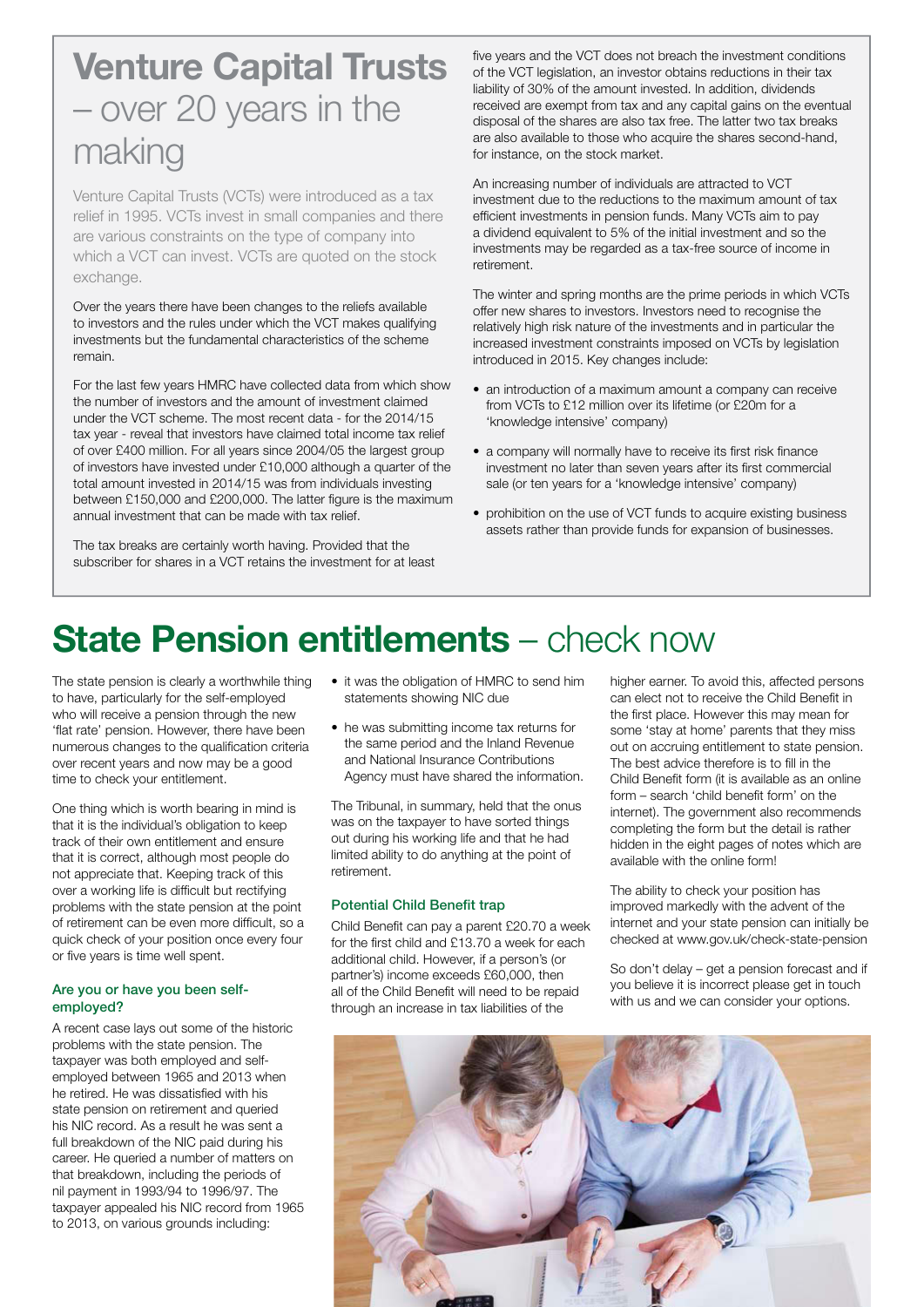# Venture Capital Trusts – over 20 years in the making

Venture Capital Trusts (VCTs) were introduced as a tax relief in 1995. VCTs invest in small companies and there are various constraints on the type of company into which a VCT can invest. VCTs are quoted on the stock exchange.

Over the years there have been changes to the reliefs available to investors and the rules under which the VCT makes qualifying investments but the fundamental characteristics of the scheme remain.

For the last few years HMRC have collected data from which show the number of investors and the amount of investment claimed under the VCT scheme. The most recent data - for the 2014/15 tax year - reveal that investors have claimed total income tax relief of over £400 million. For all years since 2004/05 the largest group of investors have invested under £10,000 although a quarter of the total amount invested in 2014/15 was from individuals investing between £150,000 and £200,000. The latter figure is the maximum annual investment that can be made with tax relief.

The tax breaks are certainly worth having. Provided that the subscriber for shares in a VCT retains the investment for at least five years and the VCT does not breach the investment conditions of the VCT legislation, an investor obtains reductions in their tax liability of 30% of the amount invested. In addition, dividends received are exempt from tax and any capital gains on the eventual disposal of the shares are also tax free. The latter two tax breaks are also available to those who acquire the shares second-hand, for instance, on the stock market.

An increasing number of individuals are attracted to VCT investment due to the reductions to the maximum amount of tax efficient investments in pension funds. Many VCTs aim to pay a dividend equivalent to 5% of the initial investment and so the investments may be regarded as a tax-free source of income in retirement.

The winter and spring months are the prime periods in which VCTs offer new shares to investors. Investors need to recognise the relatively high risk nature of the investments and in particular the increased investment constraints imposed on VCTs by legislation introduced in 2015. Key changes include:

- an introduction of a maximum amount a company can receive from VCTs to £12 million over its lifetime (or £20m for a 'knowledge intensive' company)
- a company will normally have to receive its first risk finance investment no later than seven years after its first commercial sale (or ten years for a 'knowledge intensive' company)
- prohibition on the use of VCT funds to acquire existing business assets rather than provide funds for expansion of businesses.

# State Pension entitlements – check now

The state pension is clearly a worthwhile thing to have, particularly for the self-employed who will receive a pension through the new 'flat rate' pension. However, there have been numerous changes to the qualification criteria over recent years and now may be a good time to check your entitlement.

One thing which is worth bearing in mind is that it is the individual's obligation to keep track of their own entitlement and ensure that it is correct, although most people do not appreciate that. Keeping track of this over a working life is difficult but rectifying problems with the state pension at the point of retirement can be even more difficult, so a quick check of your position once every four or five years is time well spent.

### Are you or have you been self-employed?

A recent case lays out some of the historic problems with the state pension. The taxpayer was both employed and self-employed between 1965 and 2013 when he retired. He was dissatisfied with his state pension on retirement and queried his NIC record. As a result he was sent a full breakdown of the NIC paid during his career. He queried a number of matters on that breakdown, including the periods of nil payment in 1993/94 to 1996/97. The taxpayer appealed his NIC record from 1965 to 2013, on various grounds including:

- it was the obligation of HMRC to send him statements showing NIC due
- he was submitting income tax returns for the same period and the Inland Revenue and National Insurance Contributions Agency must have shared the information.

The Tribunal, in summary, held that the onus was on the taxpayer to have sorted things out during his working life and that he had limited ability to do anything at the point of retirement.

### Potential Child Benefit trap

Child Benefit can pay a parent £20.70 a week for the first child and £13.70 a week for each additional child. However, if a person's (or partner's) income exceeds £60,000, then all of the Child Benefit will need to be repaid through an increase in tax liabilities of the higher earner. To avoid this, affected persons can elect not to receive the Child Benefit in the first place. However this may mean for some 'stay at home' parents that they miss out on accruing entitlement to state pension. The best advice therefore is to fill in the Child Benefit form (it is available as an online form – search 'child benefit form' on the internet). The government also recommends completing the form but the detail is rather hidden in the eight pages of notes which are available with the online form!

The ability to check your position has improved markedly with the advent of the internet and your state pension can initially be checked at www.gov.uk/check-state-pension

So don't delay – get a pension forecast and if you believe it is incorrect please get in touch with us and we can consider your options.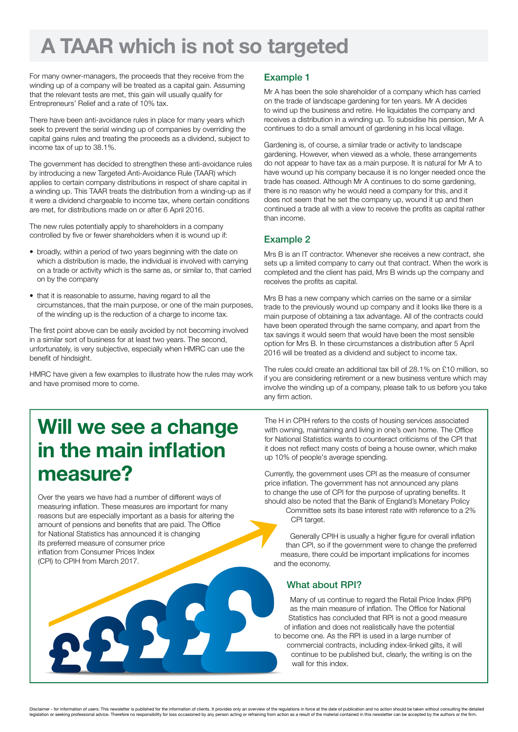# A TAAR which is not so targeted

For many owner-managers, the proceeds that they receive from the winding up of a company will be treated as a capital gain. Assuming that the relevant tests are met, this gain will usually qualify for Entrepreneurs' Relief and a rate of 10% tax.

There have been anti-avoidance rules in place for many years which seek to prevent the serial winding up of companies by overriding the capital gains rules and treating the proceeds as a dividend, subject to income tax of up to 38.1%.

The government has decided to strengthen these anti-avoidance rules by introducing a new Targeted Anti-Avoidance Rule (TAAR) which applies to certain company distributions in respect of share capital in a winding up. This TAAR treats the distribution from a winding-up as if it were a dividend chargeable to income tax, where certain conditions are met, for distributions made on or after 6 April 2016.

The new rules potentially apply to shareholders in a company controlled by five or fewer shareholders when it is wound up if:

- broadly, within a period of two years beginning with the date on which a distribution is made, the individual is involved with carrying on a trade or activity which is the same as, or similar to, that carried on by the company
- that it is reasonable to assume, having regard to all the circumstances, that the main purpose, or one of the main purposes, of the winding up is the reduction of a charge to income tax.

The first point above can be easily avoided by not becoming involved in a similar sort of business for at least two years. The second, unfortunately, is very subjective, especially when HMRC can use the benefit of hindsight.

HMRC have given a few examples to illustrate how the rules may work and have promised more to come.

### Example 1

Mr A has been the sole shareholder of a company which has carried on the trade of landscape gardening for ten years. Mr A decides to wind up the business and retire. He liquidates the company and receives a distribution in a winding up. To subsidise his pension, Mr A continues to do a small amount of gardening in his local village.

Gardening is, of course, a similar trade or activity to landscape gardening. However, when viewed as a whole, these arrangements do not appear to have tax as a main purpose. It is natural for Mr A to have wound up his company because it is no longer needed once the trade has ceased. Although Mr A continues to do some gardening, there is no reason why he would need a company for this, and it does not seem that he set the company up, wound it up and then continued a trade all with a view to receive the profits as capital rather than income.

### Example 2

Mrs B is an IT contractor. Whenever she receives a new contract, she sets up a limited company to carry out that contract. When the work is completed and the client has paid, Mrs B winds up the company and receives the profits as capital.

Mrs B has a new company which carries on the same or a similar trade to the previously wound up company and it looks like there is a main purpose of obtaining a tax advantage. All of the contracts could have been operated through the same company, and apart from the tax savings it would seem that would have been the most sensible option for Mrs B. In these circumstances a distribution after 5 April 2016 will be treated as a dividend and subject to income tax.

The rules could create an additional tax bill of 28.1% on £10 million, so if you are considering retirement or a new business venture which may involve the winding up of a company, please talk to us before you take any firm action.

# Will we see a change in the main inflation measure?

Over the years we have had a number of different ways of measuring inflation. These measures are important for many reasons but are especially important as a basis for altering the amount of pensions and benefits that are paid. The Office for National Statistics has announced it is changing its preferred measure of consumer price inflation from Consumer Prices Index (CPI) to CPIH from March 2017.

The H in CPIH refers to the costs of housing services associated with owning, maintaining and living in one's own home. The Office for National Statistics wants to counteract criticisms of the CPI that it does not reflect many costs of being a house owner, which make up 10% of people's average spending.

Currently, the government uses CPI as the measure of consumer price inflation. The government has not announced any plans to change the use of CPI for the purpose of uprating benefits. It should also be noted that the Bank of England's Monetary Policy Committee sets its base interest rate with reference to a 2% CPI target.

Generally CPIH is usually a higher figure for overall inflation than CPI, so if the government were to change the preferred measure, there could be important implications for incomes and the economy.

### What about RPI?

Many of us continue to regard the Retail Price Index (RPI) as the main measure of inflation. The Office for National Statistics has concluded that RPI is not a good measure of inflation and does not realistically have the potential to become one. As the RPI is used in a large number of commercial contracts, including index-linked gilts, it will continue to be published but, clearly, the writing is on the wall for this index.

Disclaimer - for information of users: This newsletter is published for the information of clients. It provides only an overview of the regulations in force at the date of publication and no action should be taken without consulting the detailed legislation or seeking professional advice. Therefore no responsibility for loss occasioned by any person acting or refraining from action as a result of the material contained in this newsletter can be accepted by the authors or the firm.